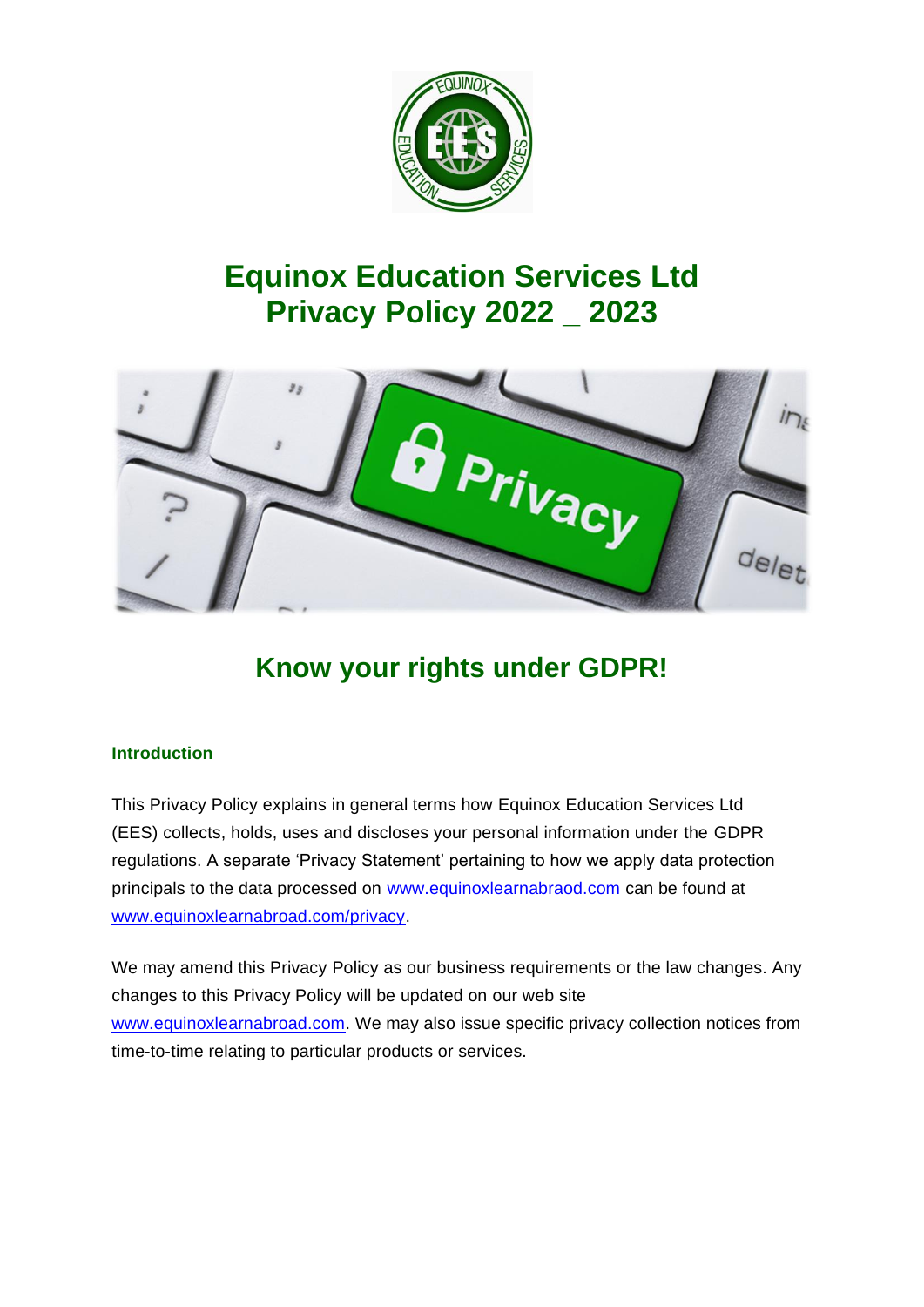# Equinox Education Services Ltd
# Privacy Policy 2022 _ 2023

## Know your rights under GDPR!

### Introduction

This Privacy Policy explains in general terms how Equinox Education Services Ltd (EES) collects, holds, uses and discloses your personal information under the GDPR regulations. A separate 'Privacy Statement' pertaining to how we apply data protection principals to the data processed on [www.equinoxlearnabraod.com](www.equinoxlearnabraod.com) can be found at [www.equinoxlearnabroad.com/privacy](www.equinoxlearnabroad.com/privacy).

We may amend this Privacy Policy as our business requirements or the law changes. Any changes to this Privacy Policy will be updated on our web site [www.equinoxlearnabroad.com](www.equinoxlearnabroad.com). We may also issue specific privacy collection notices from time-to-time relating to particular products or services.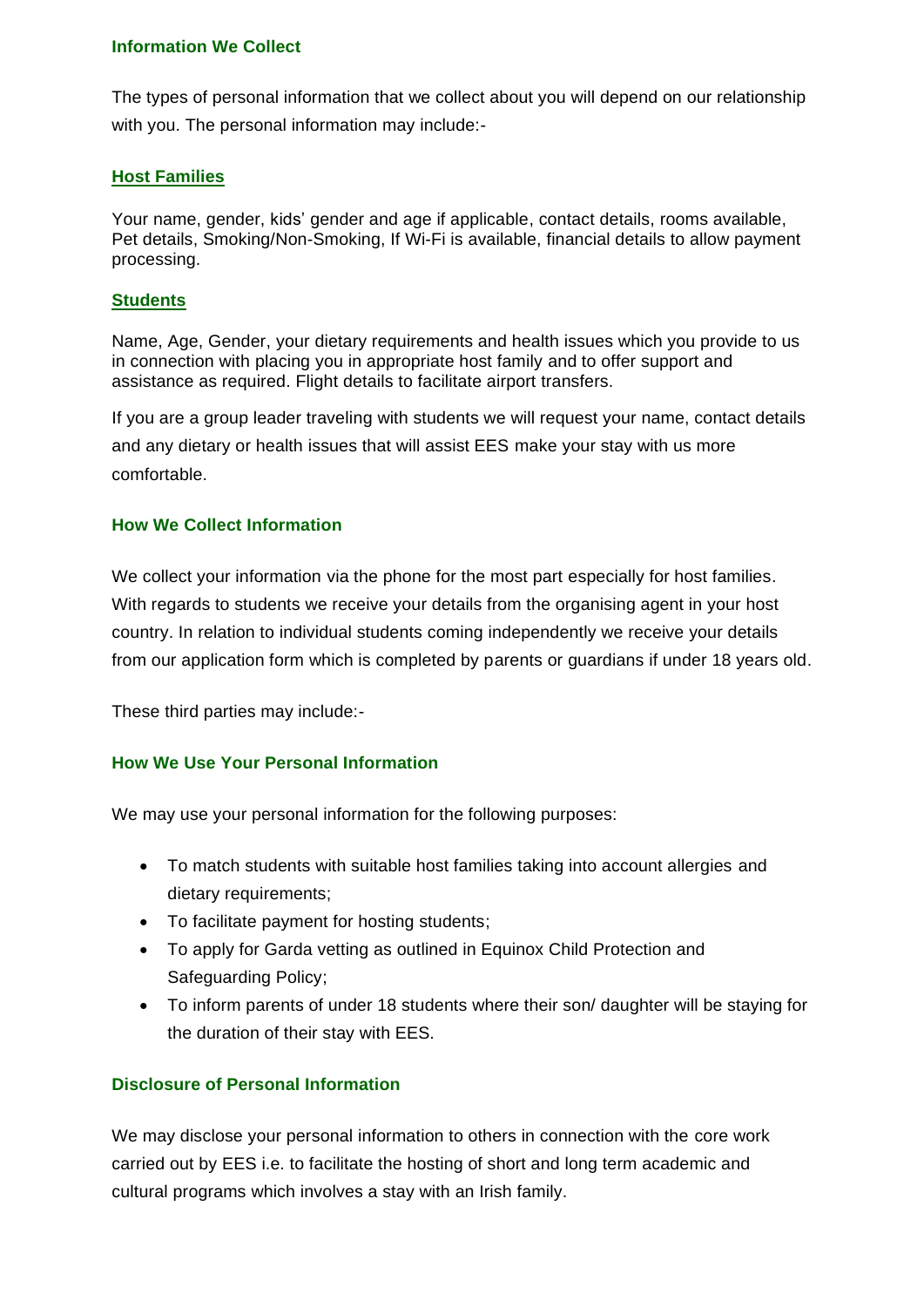### Information We Collect

The types of personal information that we collect about you will depend on our relationship with you. The personal information may include:-

#### Host Families

Your name, gender, kids' gender and age if applicable, contact details, rooms available, Pet details, Smoking/Non-Smoking, If Wi-Fi is available, financial details to allow payment processing.

#### Students

Name, Age, Gender, your dietary requirements and health issues which you provide to us in connection with placing you in appropriate host family and to offer support and assistance as required. Flight details to facilitate airport transfers.

If you are a group leader traveling with students we will request your name, contact details and any dietary or health issues that will assist EES make your stay with us more comfortable.

### How We Collect Information

We collect your information via the phone for the most part especially for host families. With regards to students we receive your details from the organising agent in your host country. In relation to individual students coming independently we receive your details from our application form which is completed by parents or guardians if under 18 years old.

These third parties may include:-

### How We Use Your Personal Information

We may use your personal information for the following purposes:

- To match students with suitable host families taking into account allergies and dietary requirements;
- To facilitate payment for hosting students;
- To apply for Garda vetting as outlined in Equinox Child Protection and Safeguarding Policy;
- To inform parents of under 18 students where their son/ daughter will be staying for the duration of their stay with EES.

### Disclosure of Personal Information

We may disclose your personal information to others in connection with the core work carried out by EES i.e. to facilitate the hosting of short and long term academic and cultural programs which involves a stay with an Irish family.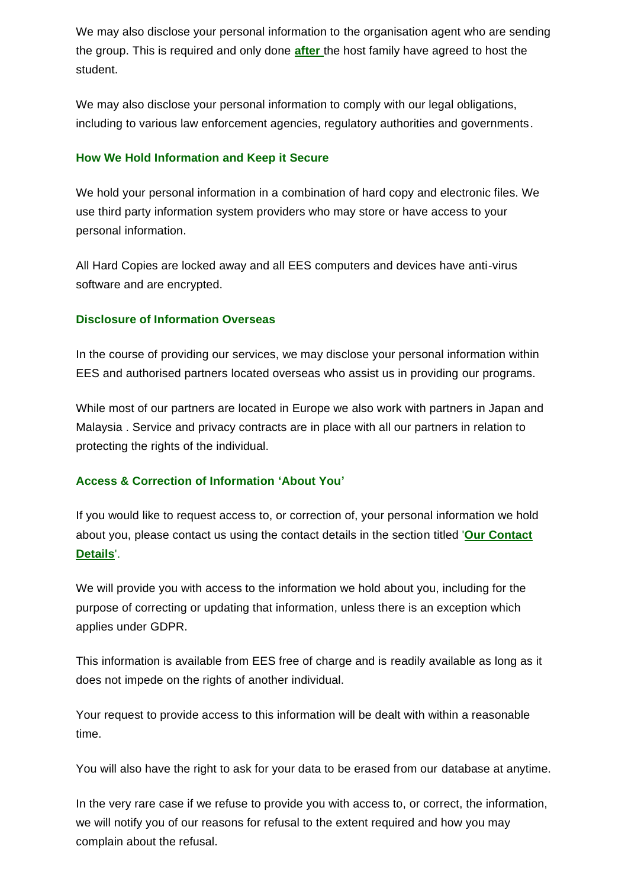We may also disclose your personal information to the organisation agent who are sending the group. This is required and only done **after** the host family have agreed to host the student.

We may also disclose your personal information to comply with our legal obligations, including to various law enforcement agencies, regulatory authorities and governments.

### How We Hold Information and Keep it Secure

We hold your personal information in a combination of hard copy and electronic files. We use third party information system providers who may store or have access to your personal information.

All Hard Copies are locked away and all EES computers and devices have anti-virus software and are encrypted.

### Disclosure of Information Overseas

In the course of providing our services, we may disclose your personal information within EES and authorised partners located overseas who assist us in providing our programs.

While most of our partners are located in Europe we also work with partners in Japan and Malaysia . Service and privacy contracts are in place with all our partners in relation to protecting the rights of the individual.

### Access & Correction of Information 'About You'

If you would like to request access to, or correction of, your personal information we hold about you, please contact us using the contact details in the section titled '**Our Contact Details**'.

We will provide you with access to the information we hold about you, including for the purpose of correcting or updating that information, unless there is an exception which applies under GDPR.

This information is available from EES free of charge and is readily available as long as it does not impede on the rights of another individual.

Your request to provide access to this information will be dealt with within a reasonable time.

You will also have the right to ask for your data to be erased from our database at anytime.

In the very rare case if we refuse to provide you with access to, or correct, the information, we will notify you of our reasons for refusal to the extent required and how you may complain about the refusal.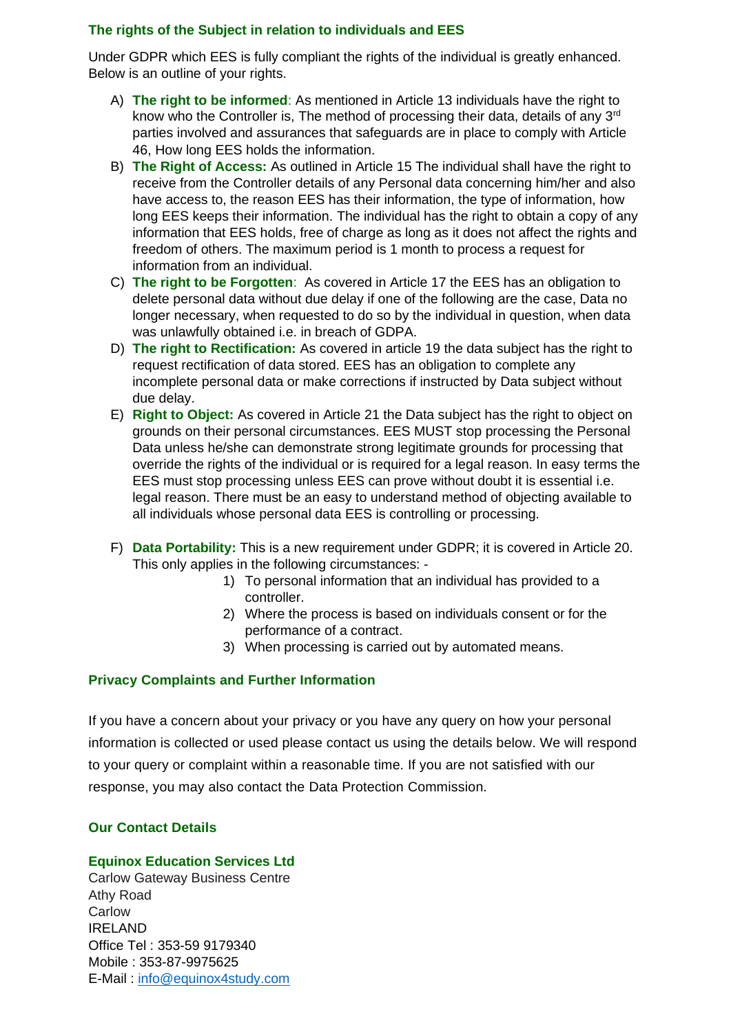### The rights of the Subject in relation to individuals and EES

Under GDPR which EES is fully compliant the rights of the individual is greatly enhanced. Below is an outline of your rights.

A) **The right to be informed**: As mentioned in Article 13 individuals have the right to know who the Controller is, The method of processing their data, details of any 3rd parties involved and assurances that safeguards are in place to comply with Article 46, How long EES holds the information.

B) **The Right of Access:** As outlined in Article 15 The individual shall have the right to receive from the Controller details of any Personal data concerning him/her and also have access to, the reason EES has their information, the type of information, how long EES keeps their information. The individual has the right to obtain a copy of any information that EES holds, free of charge as long as it does not affect the rights and freedom of others. The maximum period is 1 month to process a request for information from an individual.

C) **The right to be Forgotten**: As covered in Article 17 the EES has an obligation to delete personal data without due delay if one of the following are the case, Data no longer necessary, when requested to do so by the individual in question, when data was unlawfully obtained i.e. in breach of GDPA.

D) **The right to Rectification:** As covered in article 19 the data subject has the right to request rectification of data stored. EES has an obligation to complete any incomplete personal data or make corrections if instructed by Data subject without due delay.

E) **Right to Object:** As covered in Article 21 the Data subject has the right to object on grounds on their personal circumstances. EES MUST stop processing the Personal Data unless he/she can demonstrate strong legitimate grounds for processing that override the rights of the individual or is required for a legal reason. In easy terms the EES must stop processing unless EES can prove without doubt it is essential i.e. legal reason. There must be an easy to understand method of objecting available to all individuals whose personal data EES is controlling or processing.

F) **Data Portability:** This is a new requirement under GDPR; it is covered in Article 20. This only applies in the following circumstances: -
   1) To personal information that an individual has provided to a controller.
   2) Where the process is based on individuals consent or for the performance of a contract.
   3) When processing is carried out by automated means.

### Privacy Complaints and Further Information

If you have a concern about your privacy or you have any query on how your personal information is collected or used please contact us using the details below. We will respond to your query or complaint within a reasonable time. If you are not satisfied with our response, you may also contact the Data Protection Commission.

### Our Contact Details

**Equinox Education Services Ltd**
Carlow Gateway Business Centre
Athy Road
Carlow
IRELAND
Office Tel : 353-59 9179340
Mobile : 353-87-9975625
E-Mail : info@equinox4study.com